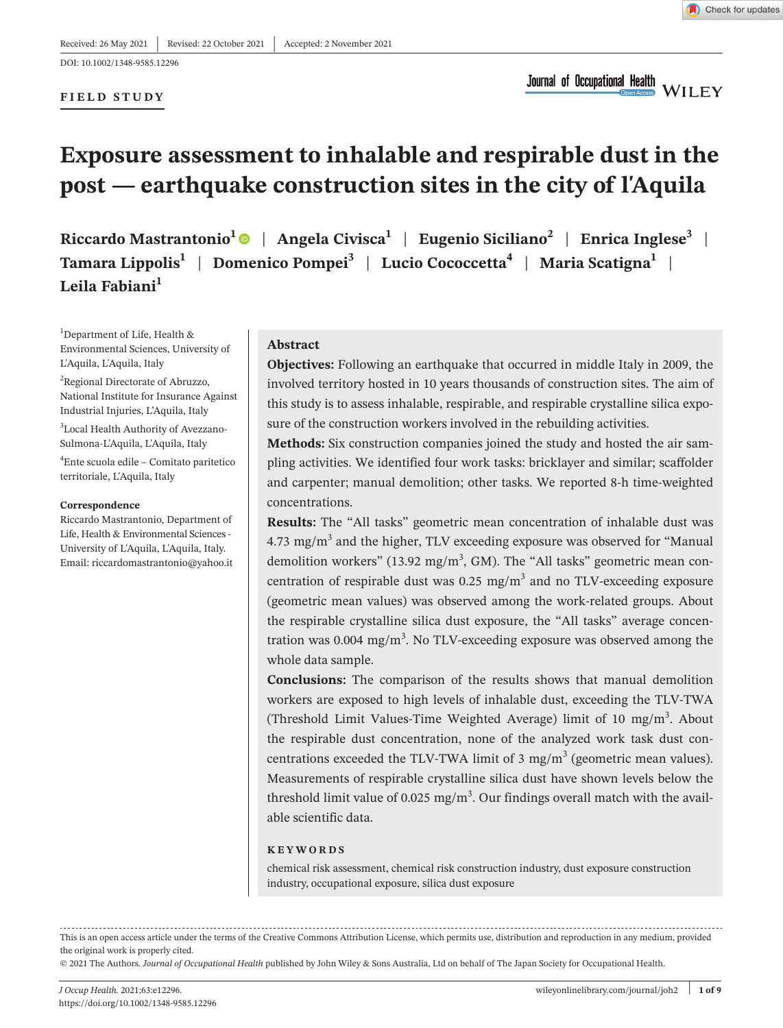Received: 26 May 2021 | Revised: 22 October 2021 | Accepted: 2 November 2021

DOI: 10.1002/1348-9585.12296

**FIELD STUDY**

# Exposure assessment to inhalable and respirable dust in the post — earthquake construction sites in the city of l'Aquila

**Riccardo Mastrantonio**[1] | **Angela Civisca**[1] | **Eugenio Siciliano**[2] | **Enrica Inglese**[3] | **Tamara Lippolis**[1] | **Domenico Pompei**[3] | **Lucio Cococcetta**[4] | **Maria Scatigna**[1] | **Leila Fabiani**[1]

[1]Department of Life, Health & Environmental Sciences, University of L'Aquila, L'Aquila, Italy

[2]Regional Directorate of Abruzzo, National Institute for Insurance Against Industrial Injuries, L'Aquila, Italy

[3]Local Health Authority of Avezzano-Sulmona-L'Aquila, L'Aquila, Italy

[4]Ente scuola edile – Comitato paritetico territoriale, L'Aquila, Italy

**Correspondence**

Riccardo Mastrantonio, Department of Life, Health & Environmental Sciences - University of L'Aquila, L'Aquila, Italy.
Email: riccardomastrantonio@yahoo.it

## Abstract

**Objectives:** Following an earthquake that occurred in middle Italy in 2009, the involved territory hosted in 10 years thousands of construction sites. The aim of this study is to assess inhalable, respirable, and respirable crystalline silica exposure of the construction workers involved in the rebuilding activities.

**Methods:** Six construction companies joined the study and hosted the air sampling activities. We identified four work tasks: bricklayer and similar; scaffolder and carpenter; manual demolition; other tasks. We reported 8-h time-weighted concentrations.

**Results:** The "All tasks" geometric mean concentration of inhalable dust was 4.73 mg/m$^3$ and the higher, TLV exceeding exposure was observed for "Manual demolition workers" (13.92 mg/m$^3$, GM). The "All tasks" geometric mean concentration of respirable dust was 0.25 mg/m$^3$ and no TLV-exceeding exposure (geometric mean values) was observed among the work-related groups. About the respirable crystalline silica dust exposure, the "All tasks" average concentration was 0.004 mg/m$^3$. No TLV-exceeding exposure was observed among the whole data sample.

**Conclusions:** The comparison of the results shows that manual demolition workers are exposed to high levels of inhalable dust, exceeding the TLV-TWA (Threshold Limit Values-Time Weighted Average) limit of 10 mg/m$^3$. About the respirable dust concentration, none of the analyzed work task dust concentrations exceeded the TLV-TWA limit of 3 mg/m$^3$ (geometric mean values). Measurements of respirable crystalline silica dust have shown levels below the threshold limit value of 0.025 mg/m$^3$. Our findings overall match with the available scientific data.

**KEYWORDS**

chemical risk assessment, chemical risk construction industry, dust exposure construction industry, occupational exposure, silica dust exposure

This is an open access article under the terms of the Creative Commons Attribution License, which permits use, distribution and reproduction in any medium, provided the original work is properly cited.

© 2021 The Authors. *Journal of Occupational Health* published by John Wiley & Sons Australia, Ltd on behalf of The Japan Society for Occupational Health.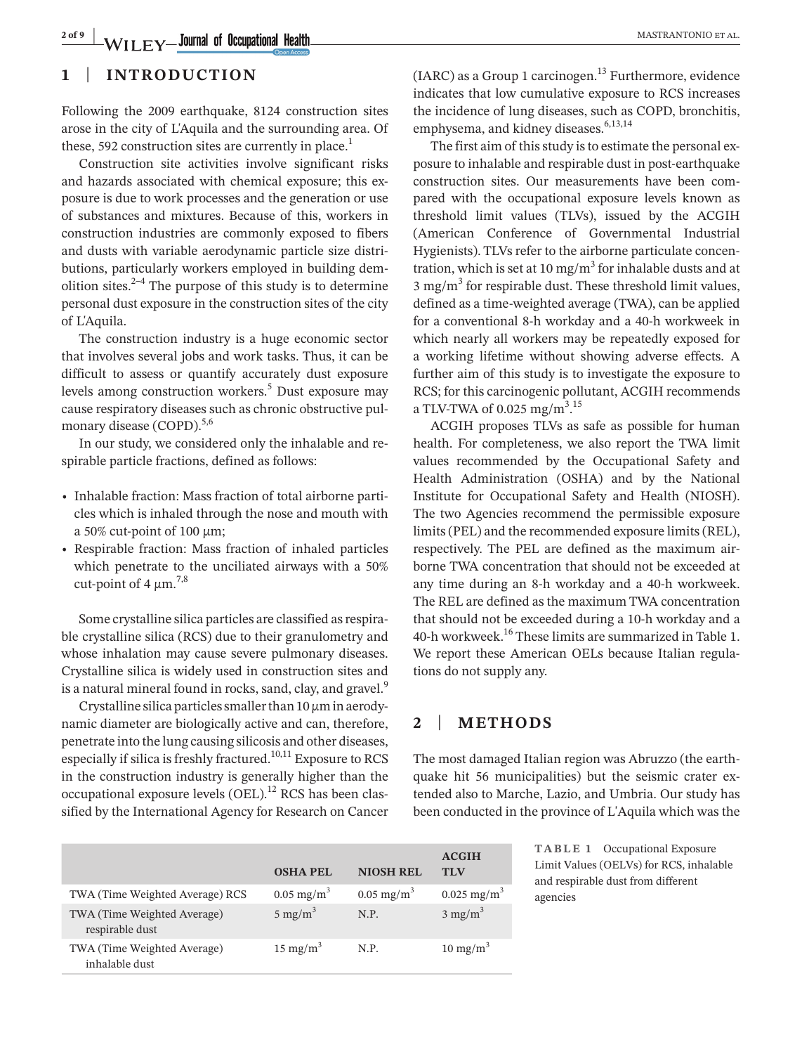## 1 | INTRODUCTION

Following the 2009 earthquake, 8124 construction sites arose in the city of L'Aquila and the surrounding area. Of these, 592 construction sites are currently in place.[1]

Construction site activities involve significant risks and hazards associated with chemical exposure; this exposure is due to work processes and the generation or use of substances and mixtures. Because of this, workers in construction industries are commonly exposed to fibers and dusts with variable aerodynamic particle size distributions, particularly workers employed in building demolition sites.[2–4] The purpose of this study is to determine personal dust exposure in the construction sites of the city of L'Aquila.

The construction industry is a huge economic sector that involves several jobs and work tasks. Thus, it can be difficult to assess or quantify accurately dust exposure levels among construction workers.[5] Dust exposure may cause respiratory diseases such as chronic obstructive pulmonary disease (COPD).[5,6]

In our study, we considered only the inhalable and respirable particle fractions, defined as follows:

- Inhalable fraction: Mass fraction of total airborne particles which is inhaled through the nose and mouth with a 50% cut-point of 100 μm;
- Respirable fraction: Mass fraction of inhaled particles which penetrate to the unciliated airways with a 50% cut-point of 4 μm.[7,8]

Some crystalline silica particles are classified as respirable crystalline silica (RCS) due to their granulometry and whose inhalation may cause severe pulmonary diseases. Crystalline silica is widely used in construction sites and is a natural mineral found in rocks, sand, clay, and gravel.[9]

Crystalline silica particles smaller than 10 μm in aerodynamic diameter are biologically active and can, therefore, penetrate into the lung causing silicosis and other diseases, especially if silica is freshly fractured.[10,11] Exposure to RCS in the construction industry is generally higher than the occupational exposure levels (OEL).[12] RCS has been classified by the International Agency for Research on Cancer (IARC) as a Group 1 carcinogen.[13] Furthermore, evidence indicates that low cumulative exposure to RCS increases the incidence of lung diseases, such as COPD, bronchitis, emphysema, and kidney diseases.[6,13,14]

The first aim of this study is to estimate the personal exposure to inhalable and respirable dust in post-earthquake construction sites. Our measurements have been compared with the occupational exposure levels known as threshold limit values (TLVs), issued by the ACGIH (American Conference of Governmental Industrial Hygienists). TLVs refer to the airborne particulate concentration, which is set at 10 mg/m$^3$ for inhalable dusts and at 3 mg/m$^3$ for respirable dust. These threshold limit values, defined as a time-weighted average (TWA), can be applied for a conventional 8-h workday and a 40-h workweek in which nearly all workers may be repeatedly exposed for a working lifetime without showing adverse effects. A further aim of this study is to investigate the exposure to RCS; for this carcinogenic pollutant, ACGIH recommends a TLV-TWA of 0.025 mg/m$^3$.[15]

ACGIH proposes TLVs as safe as possible for human health. For completeness, we also report the TWA limit values recommended by the Occupational Safety and Health Administration (OSHA) and by the National Institute for Occupational Safety and Health (NIOSH). The two Agencies recommend the permissible exposure limits (PEL) and the recommended exposure limits (REL), respectively. The PEL are defined as the maximum airborne TWA concentration that should not be exceeded at any time during an 8-h workday and a 40-h workweek. The REL are defined as the maximum TWA concentration that should not be exceeded during a 10-h workday and a 40-h workweek.[16] These limits are summarized in Table 1. We report these American OELs because Italian regulations do not supply any.

## 2 | METHODS

The most damaged Italian region was Abruzzo (the earthquake hit 56 municipalities) but the seismic crater extended also to Marche, Lazio, and Umbria. Our study has been conducted in the province of L'Aquila which was the

**TABLE 1** Occupational Exposure Limit Values (OELVs) for RCS, inhalable and respirable dust from different agencies

| | OSHA PEL | NIOSH REL | ACGIH TLV |
|---|---|---|---|
| TWA (Time Weighted Average) RCS | 0.05 mg/m$^3$ | 0.05 mg/m$^3$ | 0.025 mg/m$^3$ |
| TWA (Time Weighted Average) respirable dust | 5 mg/m$^3$ | N.P. | 3 mg/m$^3$ |
| TWA (Time Weighted Average) inhalable dust | 15 mg/m$^3$ | N.P. | 10 mg/m$^3$ |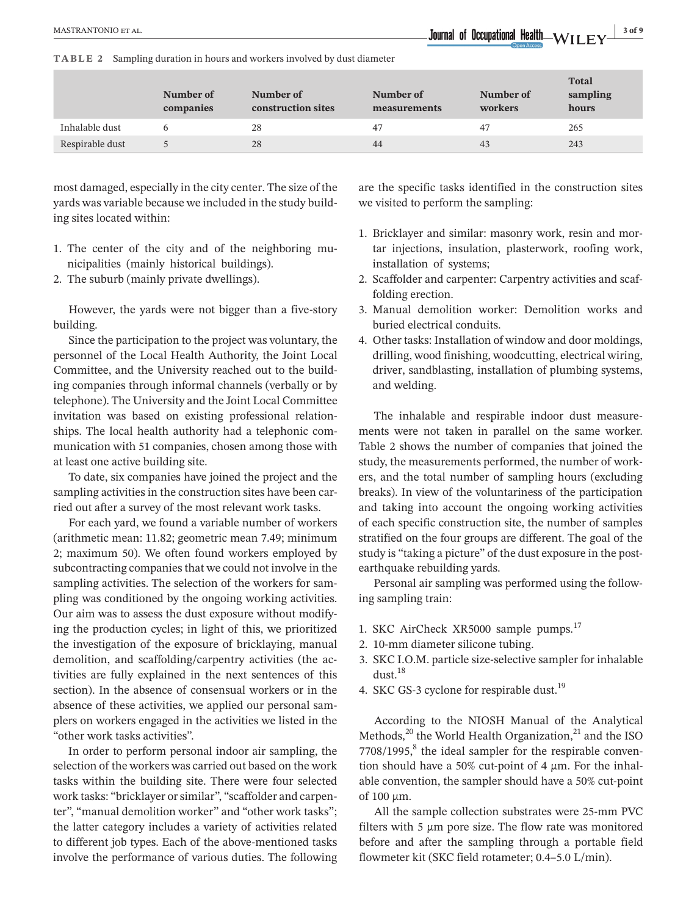**TABLE 2** Sampling duration in hours and workers involved by dust diameter

| | Number of companies | Number of construction sites | Number of measurements | Number of workers | Total sampling hours |
|---|---|---|---|---|---|
| Inhalable dust | 6 | 28 | 47 | 47 | 265 |
| Respirable dust | 5 | 28 | 44 | 43 | 243 |

most damaged, especially in the city center. The size of the yards was variable because we included in the study building sites located within:

1. The center of the city and of the neighboring municipalities (mainly historical buildings).
2. The suburb (mainly private dwellings).

However, the yards were not bigger than a five-story building.

Since the participation to the project was voluntary, the personnel of the Local Health Authority, the Joint Local Committee, and the University reached out to the building companies through informal channels (verbally or by telephone). The University and the Joint Local Committee invitation was based on existing professional relationships. The local health authority had a telephonic communication with 51 companies, chosen among those with at least one active building site.

To date, six companies have joined the project and the sampling activities in the construction sites have been carried out after a survey of the most relevant work tasks.

For each yard, we found a variable number of workers (arithmetic mean: 11.82; geometric mean 7.49; minimum 2; maximum 50). We often found workers employed by subcontracting companies that we could not involve in the sampling activities. The selection of the workers for sampling was conditioned by the ongoing working activities. Our aim was to assess the dust exposure without modifying the production cycles; in light of this, we prioritized the investigation of the exposure of bricklaying, manual demolition, and scaffolding/carpentry activities (the activities are fully explained in the next sentences of this section). In the absence of consensual workers or in the absence of these activities, we applied our personal samplers on workers engaged in the activities we listed in the "other work tasks activities".

In order to perform personal indoor air sampling, the selection of the workers was carried out based on the work tasks within the building site. There were four selected work tasks: "bricklayer or similar", "scaffolder and carpenter", "manual demolition worker" and "other work tasks"; the latter category includes a variety of activities related to different job types. Each of the above-mentioned tasks involve the performance of various duties. The following are the specific tasks identified in the construction sites we visited to perform the sampling:

1. Bricklayer and similar: masonry work, resin and mortar injections, insulation, plasterwork, roofing work, installation of systems;
2. Scaffolder and carpenter: Carpentry activities and scaffolding erection.
3. Manual demolition worker: Demolition works and buried electrical conduits.
4. Other tasks: Installation of window and door moldings, drilling, wood finishing, woodcutting, electrical wiring, driver, sandblasting, installation of plumbing systems, and welding.

The inhalable and respirable indoor dust measurements were not taken in parallel on the same worker. Table 2 shows the number of companies that joined the study, the measurements performed, the number of workers, and the total number of sampling hours (excluding breaks). In view of the voluntariness of the participation and taking into account the ongoing working activities of each specific construction site, the number of samples stratified on the four groups are different. The goal of the study is "taking a picture" of the dust exposure in the post-earthquake rebuilding yards.

Personal air sampling was performed using the following sampling train:

1. SKC AirCheck XR5000 sample pumps.[17]
2. 10-mm diameter silicone tubing.
3. SKC I.O.M. particle size-selective sampler for inhalable dust.[18]
4. SKC GS-3 cyclone for respirable dust.[19]

According to the NIOSH Manual of the Analytical Methods,[20] the World Health Organization,[21] and the ISO 7708/1995,[8] the ideal sampler for the respirable convention should have a 50% cut-point of 4 μm. For the inhalable convention, the sampler should have a 50% cut-point of 100 μm.

All the sample collection substrates were 25-mm PVC filters with 5 μm pore size. The flow rate was monitored before and after the sampling through a portable field flowmeter kit (SKC field rotameter; 0.4–5.0 L/min).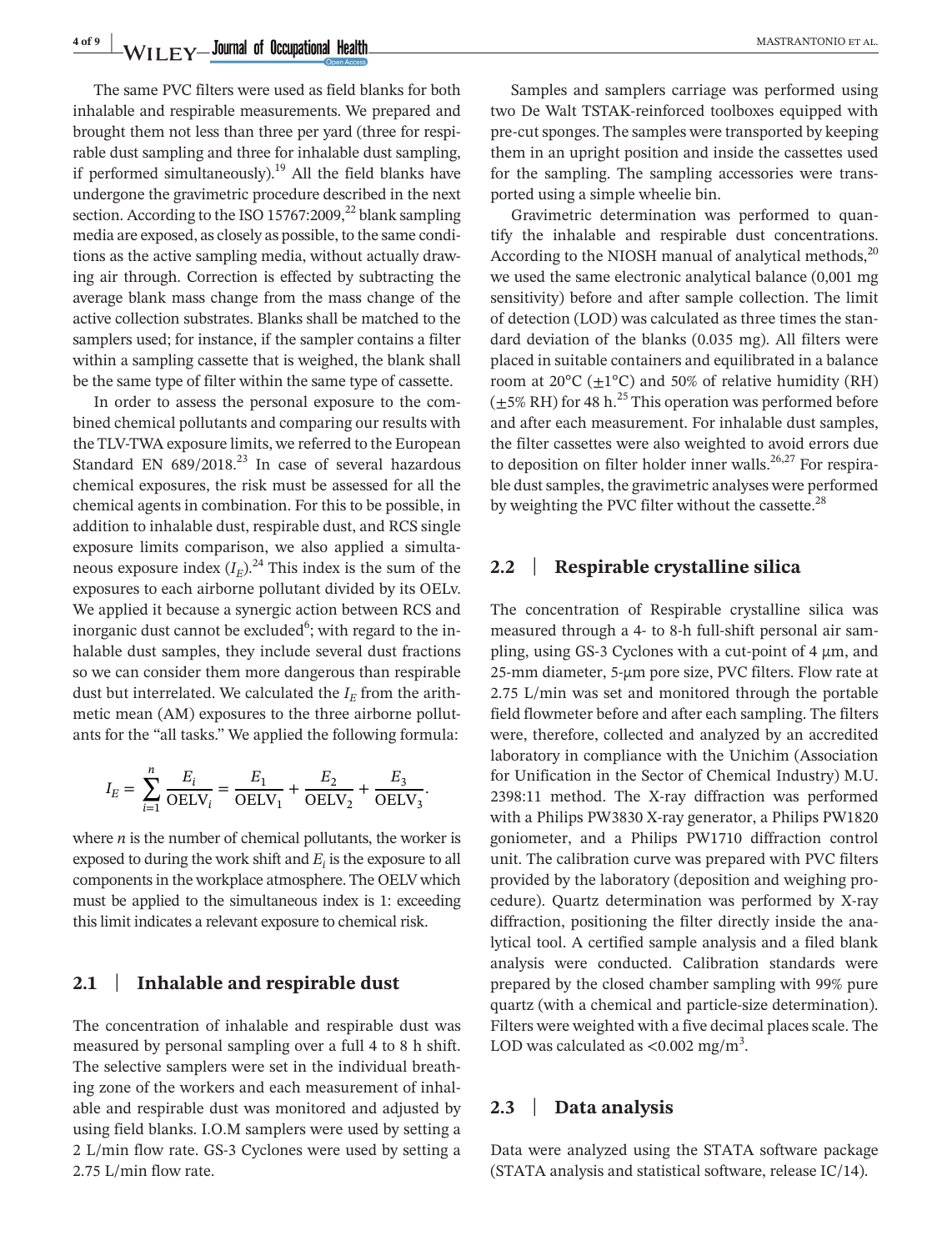The same PVC filters were used as field blanks for both inhalable and respirable measurements. We prepared and brought them not less than three per yard (three for respirable dust sampling and three for inhalable dust sampling, if performed simultaneously).[19] All the field blanks have undergone the gravimetric procedure described in the next section. According to the ISO 15767:2009,[22] blank sampling media are exposed, as closely as possible, to the same conditions as the active sampling media, without actually drawing air through. Correction is effected by subtracting the average blank mass change from the mass change of the active collection substrates. Blanks shall be matched to the samplers used; for instance, if the sampler contains a filter within a sampling cassette that is weighed, the blank shall be the same type of filter within the same type of cassette.

In order to assess the personal exposure to the combined chemical pollutants and comparing our results with the TLV-TWA exposure limits, we referred to the European Standard EN 689/2018.[23] In case of several hazardous chemical exposures, the risk must be assessed for all the chemical agents in combination. For this to be possible, in addition to inhalable dust, respirable dust, and RCS single exposure limits comparison, we also applied a simultaneous exposure index ($I_E$).[24] This index is the sum of the exposures to each airborne pollutant divided by its OELv. We applied it because a synergic action between RCS and inorganic dust cannot be excluded[6]; with regard to the inhalable dust samples, they include several dust fractions so we can consider them more dangerous than respirable dust but interrelated. We calculated the $I_E$ from the arithmetic mean (AM) exposures to the three airborne pollutants for the "all tasks." We applied the following formula:

$$I_E = \sum_{i=1}^{n} \frac{E_i}{\mathrm{OELV}_i} = \frac{E_1}{\mathrm{OELV}_1} + \frac{E_2}{\mathrm{OELV}_2} + \frac{E_3}{\mathrm{OELV}_3}.$$

where $n$ is the number of chemical pollutants, the worker is exposed to during the work shift and $E_i$ is the exposure to all components in the workplace atmosphere. The OELV which must be applied to the simultaneous index is 1: exceeding this limit indicates a relevant exposure to chemical risk.

### 2.1 | Inhalable and respirable dust

The concentration of inhalable and respirable dust was measured by personal sampling over a full 4 to 8 h shift. The selective samplers were set in the individual breathing zone of the workers and each measurement of inhalable and respirable dust was monitored and adjusted by using field blanks. I.O.M samplers were used by setting a 2 L/min flow rate. GS-3 Cyclones were used by setting a 2.75 L/min flow rate.

Samples and samplers carriage was performed using two De Walt TSTAK-reinforced toolboxes equipped with pre-cut sponges. The samples were transported by keeping them in an upright position and inside the cassettes used for the sampling. The sampling accessories were transported using a simple wheelie bin.

Gravimetric determination was performed to quantify the inhalable and respirable dust concentrations. According to the NIOSH manual of analytical methods,[20] we used the same electronic analytical balance (0,001 mg sensitivity) before and after sample collection. The limit of detection (LOD) was calculated as three times the standard deviation of the blanks (0.035 mg). All filters were placed in suitable containers and equilibrated in a balance room at 20°C (±1°C) and 50% of relative humidity (RH) (±5% RH) for 48 h.[25] This operation was performed before and after each measurement. For inhalable dust samples, the filter cassettes were also weighted to avoid errors due to deposition on filter holder inner walls.[26,27] For respirable dust samples, the gravimetric analyses were performed by weighting the PVC filter without the cassette.[28]

### 2.2 | Respirable crystalline silica

The concentration of Respirable crystalline silica was measured through a 4- to 8-h full-shift personal air sampling, using GS-3 Cyclones with a cut-point of 4 μm, and 25-mm diameter, 5-μm pore size, PVC filters. Flow rate at 2.75 L/min was set and monitored through the portable field flowmeter before and after each sampling. The filters were, therefore, collected and analyzed by an accredited laboratory in compliance with the Unichim (Association for Unification in the Sector of Chemical Industry) M.U. 2398:11 method. The X-ray diffraction was performed with a Philips PW3830 X-ray generator, a Philips PW1820 goniometer, and a Philips PW1710 diffraction control unit. The calibration curve was prepared with PVC filters provided by the laboratory (deposition and weighing procedure). Quartz determination was performed by X-ray diffraction, positioning the filter directly inside the analytical tool. A certified sample analysis and a filed blank analysis were conducted. Calibration standards were prepared by the closed chamber sampling with 99% pure quartz (with a chemical and particle-size determination). Filters were weighted with a five decimal places scale. The LOD was calculated as <0.002 mg/m$^3$.

### 2.3 | Data analysis

Data were analyzed using the STATA software package (STATA analysis and statistical software, release IC/14).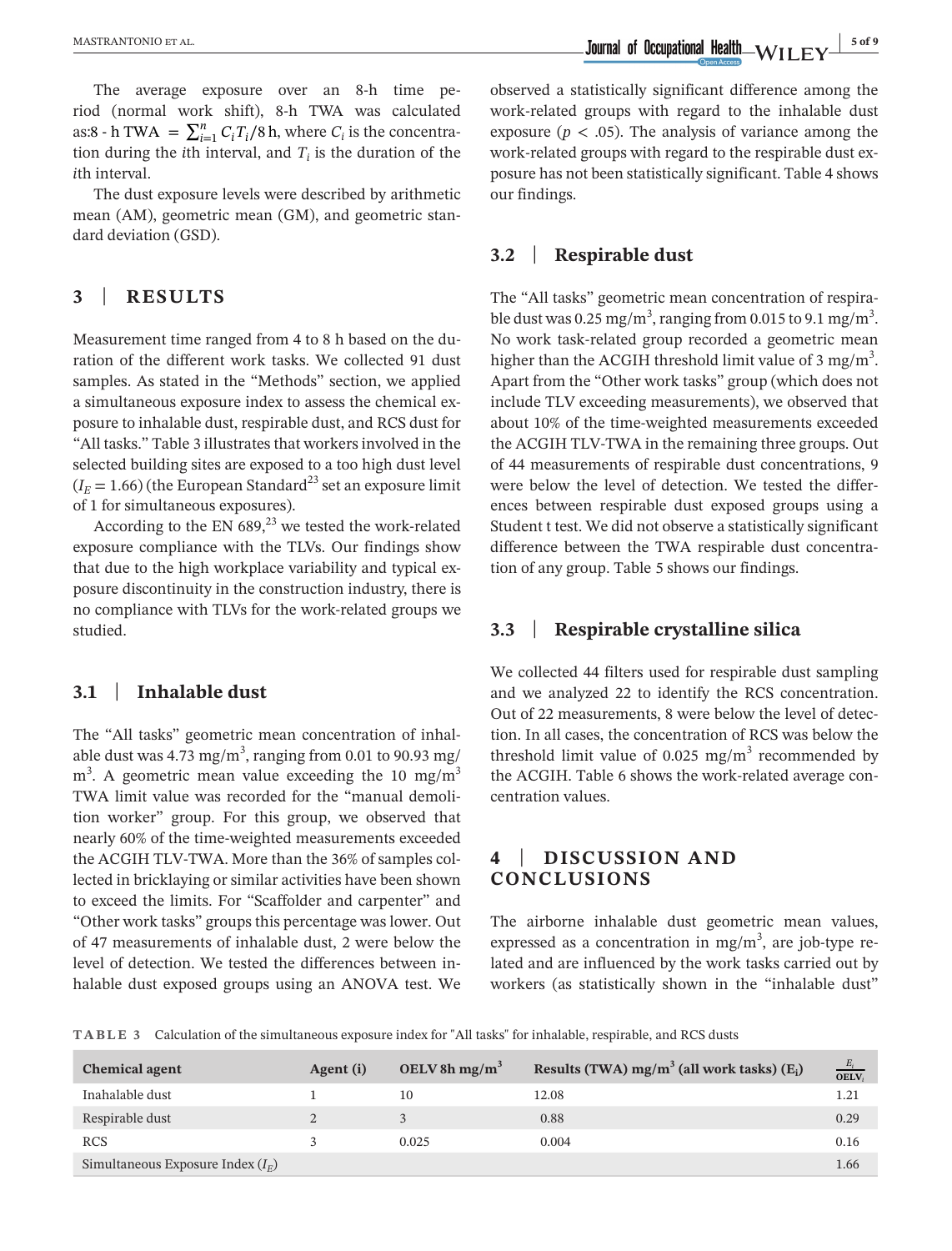The average exposure over an 8-h time period (normal work shift), 8-h TWA was calculated as: $8\text{-h TWA} = \sum_{i=1}^{n} C_i T_i / 8\,\text{h}$, where $C_i$ is the concentration during the $i$th interval, and $T_i$ is the duration of the $i$th interval.

The dust exposure levels were described by arithmetic mean (AM), geometric mean (GM), and geometric standard deviation (GSD).

## 3 | RESULTS

Measurement time ranged from 4 to 8 h based on the duration of the different work tasks. We collected 91 dust samples. As stated in the "Methods" section, we applied a simultaneous exposure index to assess the chemical exposure to inhalable dust, respirable dust, and RCS dust for "All tasks." Table 3 illustrates that workers involved in the selected building sites are exposed to a too high dust level ($I_E = 1.66$) (the European Standard[23] set an exposure limit of 1 for simultaneous exposures).

According to the EN 689,[23] we tested the work-related exposure compliance with the TLVs. Our findings show that due to the high workplace variability and typical exposure discontinuity in the construction industry, there is no compliance with TLVs for the work-related groups we studied.

### 3.1 | Inhalable dust

The "All tasks" geometric mean concentration of inhalable dust was 4.73 mg/m$^3$, ranging from 0.01 to 90.93 mg/m$^3$. A geometric mean value exceeding the 10 mg/m$^3$ TWA limit value was recorded for the "manual demolition worker" group. For this group, we observed that nearly 60% of the time-weighted measurements exceeded the ACGIH TLV-TWA. More than the 36% of samples collected in bricklaying or similar activities have been shown to exceed the limits. For "Scaffolder and carpenter" and "Other work tasks" groups this percentage was lower. Out of 47 measurements of inhalable dust, 2 were below the level of detection. We tested the differences between inhalable dust exposed groups using an ANOVA test. We observed a statistically significant difference among the work-related groups with regard to the inhalable dust exposure ($p < .05$). The analysis of variance among the work-related groups with regard to the respirable dust exposure has not been statistically significant. Table 4 shows our findings.

### 3.2 | Respirable dust

The "All tasks" geometric mean concentration of respirable dust was 0.25 mg/m$^3$, ranging from 0.015 to 9.1 mg/m$^3$. No work task-related group recorded a geometric mean higher than the ACGIH threshold limit value of 3 mg/m$^3$. Apart from the "Other work tasks" group (which does not include TLV exceeding measurements), we observed that about 10% of the time-weighted measurements exceeded the ACGIH TLV-TWA in the remaining three groups. Out of 44 measurements of respirable dust concentrations, 9 were below the level of detection. We tested the differences between respirable dust exposed groups using a Student t test. We did not observe a statistically significant difference between the TWA respirable dust concentration of any group. Table 5 shows our findings.

### 3.3 | Respirable crystalline silica

We collected 44 filters used for respirable dust sampling and we analyzed 22 to identify the RCS concentration. Out of 22 measurements, 8 were below the level of detection. In all cases, the concentration of RCS was below the threshold limit value of 0.025 mg/m$^3$ recommended by the ACGIH. Table 6 shows the work-related average concentration values.

## 4 | DISCUSSION AND CONCLUSIONS

The airborne inhalable dust geometric mean values, expressed as a concentration in mg/m$^3$, are job-type related and are influenced by the work tasks carried out by workers (as statistically shown in the "inhalable dust"

**TABLE 3** Calculation of the simultaneous exposure index for "All tasks" for inhalable, respirable, and RCS dusts

| Chemical agent | Agent (i) | OELV 8h mg/m$^3$ | Results (TWA) mg/m$^3$ (all work tasks) ($E_i$) | $\frac{E_i}{OELV_i}$ |
|---|---|---|---|---|
| Inahalable dust | 1 | 10 | 12.08 | 1.21 |
| Respirable dust | 2 | 3 | 0.88 | 0.29 |
| RCS | 3 | 0.025 | 0.004 | 0.16 |
| Simultaneous Exposure Index ($I_E$) | | | | 1.66 |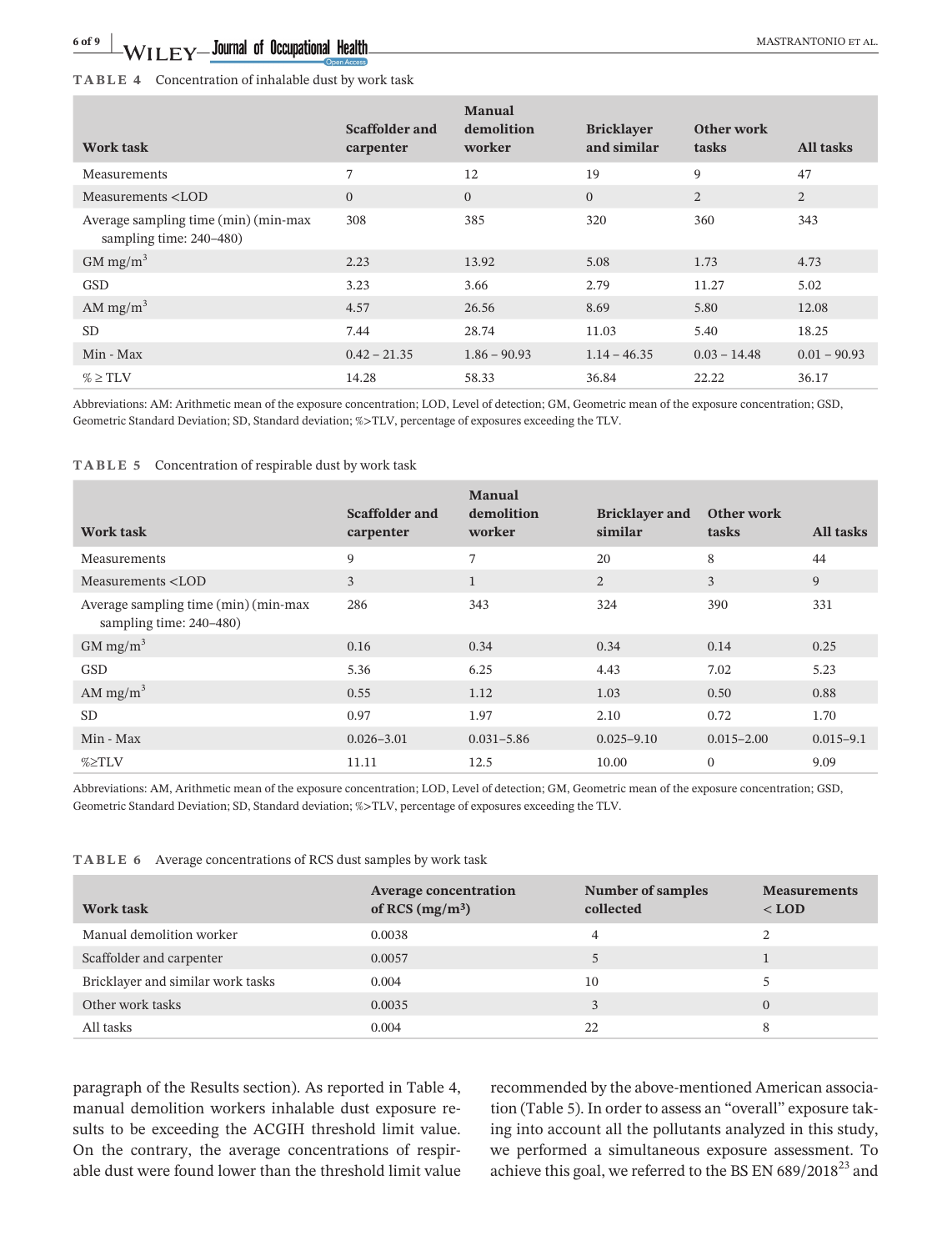**TABLE 4** Concentration of inhalable dust by work task

| Work task | Scaffolder and carpenter | Manual demolition worker | Bricklayer and similar | Other work tasks | All tasks |
|---|---|---|---|---|---|
| Measurements | 7 | 12 | 19 | 9 | 47 |
| Measurements <LOD | 0 | 0 | 0 | 2 | 2 |
| Average sampling time (min) (min-max sampling time: 240–480) | 308 | 385 | 320 | 360 | 343 |
| GM mg/m$^3$ | 2.23 | 13.92 | 5.08 | 1.73 | 4.73 |
| GSD | 3.23 | 3.66 | 2.79 | 11.27 | 5.02 |
| AM mg/m$^3$ | 4.57 | 26.56 | 8.69 | 5.80 | 12.08 |
| SD | 7.44 | 28.74 | 11.03 | 5.40 | 18.25 |
| Min - Max | 0.42 – 21.35 | 1.86 – 90.93 | 1.14 – 46.35 | 0.03 – 14.48 | 0.01 – 90.93 |
| % ≥ TLV | 14.28 | 58.33 | 36.84 | 22.22 | 36.17 |

Abbreviations: AM: Arithmetic mean of the exposure concentration; LOD, Level of detection; GM, Geometric mean of the exposure concentration; GSD, Geometric Standard Deviation; SD, Standard deviation; %>TLV, percentage of exposures exceeding the TLV.

**TABLE 5** Concentration of respirable dust by work task

| Work task | Scaffolder and carpenter | Manual demolition worker | Bricklayer and similar | Other work tasks | All tasks |
|---|---|---|---|---|---|
| Measurements | 9 | 7 | 20 | 8 | 44 |
| Measurements <LOD | 3 | 1 | 2 | 3 | 9 |
| Average sampling time (min) (min-max sampling time: 240–480) | 286 | 343 | 324 | 390 | 331 |
| GM mg/m$^3$ | 0.16 | 0.34 | 0.34 | 0.14 | 0.25 |
| GSD | 5.36 | 6.25 | 4.43 | 7.02 | 5.23 |
| AM mg/m$^3$ | 0.55 | 1.12 | 1.03 | 0.50 | 0.88 |
| SD | 0.97 | 1.97 | 2.10 | 0.72 | 1.70 |
| Min - Max | 0.026–3.01 | 0.031–5.86 | 0.025–9.10 | 0.015–2.00 | 0.015–9.1 |
| %≥TLV | 11.11 | 12.5 | 10.00 | 0 | 9.09 |

Abbreviations: AM, Arithmetic mean of the exposure concentration; LOD, Level of detection; GM, Geometric mean of the exposure concentration; GSD, Geometric Standard Deviation; SD, Standard deviation; %>TLV, percentage of exposures exceeding the TLV.

**TABLE 6** Average concentrations of RCS dust samples by work task

| Work task | Average concentration of RCS (mg/m$^3$) | Number of samples collected | Measurements < LOD |
|---|---|---|---|
| Manual demolition worker | 0.0038 | 4 | 2 |
| Scaffolder and carpenter | 0.0057 | 5 | 1 |
| Bricklayer and similar work tasks | 0.004 | 10 | 5 |
| Other work tasks | 0.0035 | 3 | 0 |
| All tasks | 0.004 | 22 | 8 |

paragraph of the Results section). As reported in Table 4, manual demolition workers inhalable dust exposure results to be exceeding the ACGIH threshold limit value. On the contrary, the average concentrations of respirable dust were found lower than the threshold limit value recommended by the above-mentioned American association (Table 5). In order to assess an "overall" exposure taking into account all the pollutants analyzed in this study, we performed a simultaneous exposure assessment. To achieve this goal, we referred to the BS EN 689/2018[23] and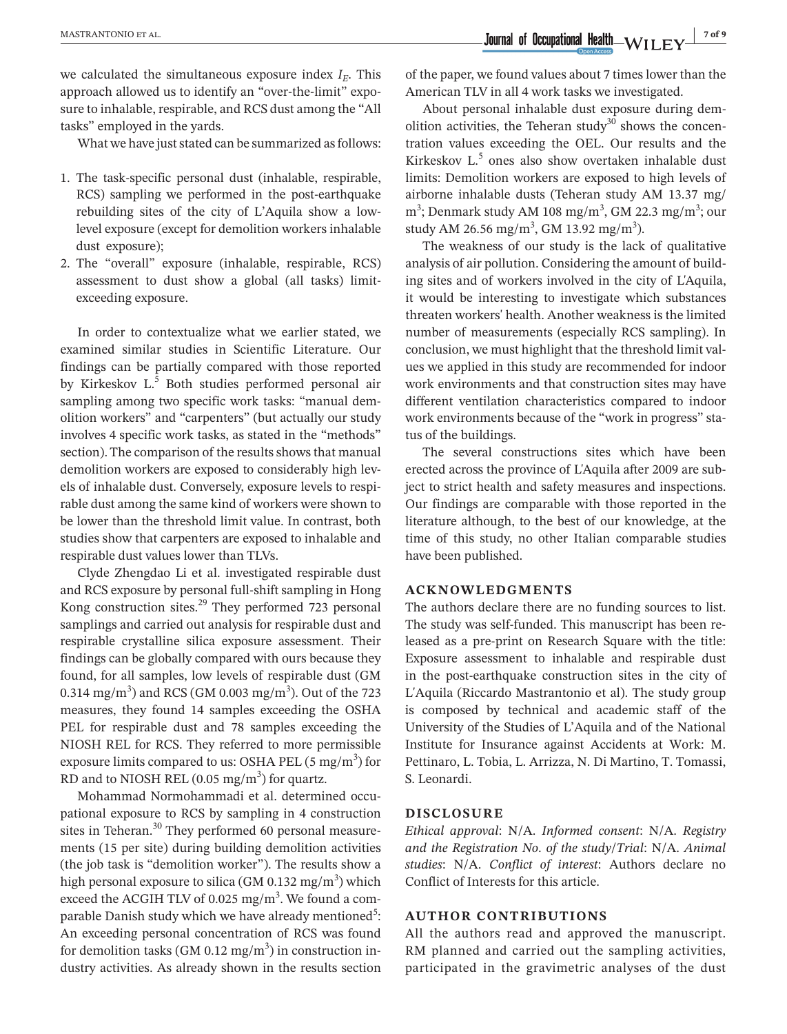we calculated the simultaneous exposure index $I_E$. This approach allowed us to identify an "over-the-limit" exposure to inhalable, respirable, and RCS dust among the "All tasks" employed in the yards.

What we have just stated can be summarized as follows:

1. The task-specific personal dust (inhalable, respirable, RCS) sampling we performed in the post-earthquake rebuilding sites of the city of L'Aquila show a low-level exposure (except for demolition workers inhalable dust exposure);
2. The "overall" exposure (inhalable, respirable, RCS) assessment to dust show a global (all tasks) limit-exceeding exposure.

In order to contextualize what we earlier stated, we examined similar studies in Scientific Literature. Our findings can be partially compared with those reported by Kirkeskov L.[5] Both studies performed personal air sampling among two specific work tasks: "manual demolition workers" and "carpenters" (but actually our study involves 4 specific work tasks, as stated in the "methods" section). The comparison of the results shows that manual demolition workers are exposed to considerably high levels of inhalable dust. Conversely, exposure levels to respirable dust among the same kind of workers were shown to be lower than the threshold limit value. In contrast, both studies show that carpenters are exposed to inhalable and respirable dust values lower than TLVs.

Clyde Zhengdao Li et al. investigated respirable dust and RCS exposure by personal full-shift sampling in Hong Kong construction sites.[29] They performed 723 personal samplings and carried out analysis for respirable dust and respirable crystalline silica exposure assessment. Their findings can be globally compared with ours because they found, for all samples, low levels of respirable dust (GM 0.314 mg/m$^3$) and RCS (GM 0.003 mg/m$^3$). Out of the 723 measures, they found 14 samples exceeding the OSHA PEL for respirable dust and 78 samples exceeding the NIOSH REL for RCS. They referred to more permissible exposure limits compared to us: OSHA PEL (5 mg/m$^3$) for RD and to NIOSH REL (0.05 mg/m$^3$) for quartz.

Mohammad Normohammadi et al. determined occupational exposure to RCS by sampling in 4 construction sites in Teheran.[30] They performed 60 personal measurements (15 per site) during building demolition activities (the job task is "demolition worker"). The results show a high personal exposure to silica (GM 0.132 mg/m$^3$) which exceed the ACGIH TLV of 0.025 mg/m$^3$. We found a comparable Danish study which we have already mentioned[5]: An exceeding personal concentration of RCS was found for demolition tasks (GM 0.12 mg/m$^3$) in construction industry activities. As already shown in the results section of the paper, we found values about 7 times lower than the American TLV in all 4 work tasks we investigated.

About personal inhalable dust exposure during demolition activities, the Teheran study[30] shows the concentration values exceeding the OEL. Our results and the Kirkeskov L.[5] ones also show overtaken inhalable dust limits: Demolition workers are exposed to high levels of airborne inhalable dusts (Teheran study AM 13.37 mg/m$^3$; Denmark study AM 108 mg/m$^3$, GM 22.3 mg/m$^3$; our study AM 26.56 mg/m$^3$, GM 13.92 mg/m$^3$).

The weakness of our study is the lack of qualitative analysis of air pollution. Considering the amount of building sites and of workers involved in the city of L'Aquila, it would be interesting to investigate which substances threaten workers' health. Another weakness is the limited number of measurements (especially RCS sampling). In conclusion, we must highlight that the threshold limit values we applied in this study are recommended for indoor work environments and that construction sites may have different ventilation characteristics compared to indoor work environments because of the "work in progress" status of the buildings.

The several constructions sites which have been erected across the province of L'Aquila after 2009 are subject to strict health and safety measures and inspections. Our findings are comparable with those reported in the literature although, to the best of our knowledge, at the time of this study, no other Italian comparable studies have been published.

## ACKNOWLEDGMENTS

The authors declare there are no funding sources to list. The study was self-funded. This manuscript has been released as a pre-print on Research Square with the title: Exposure assessment to inhalable and respirable dust in the post-earthquake construction sites in the city of L'Aquila (Riccardo Mastrantonio et al). The study group is composed by technical and academic staff of the University of the Studies of L'Aquila and of the National Institute for Insurance against Accidents at Work: M. Pettinaro, L. Tobia, L. Arrizza, N. Di Martino, T. Tomassi, S. Leonardi.

## DISCLOSURE

*Ethical approval*: N/A. *Informed consent*: N/A. *Registry and the Registration No. of the study/Trial*: N/A. *Animal studies*: N/A. *Conflict of interest*: Authors declare no Conflict of Interests for this article.

## AUTHOR CONTRIBUTIONS

All the authors read and approved the manuscript. RM planned and carried out the sampling activities, participated in the gravimetric analyses of the dust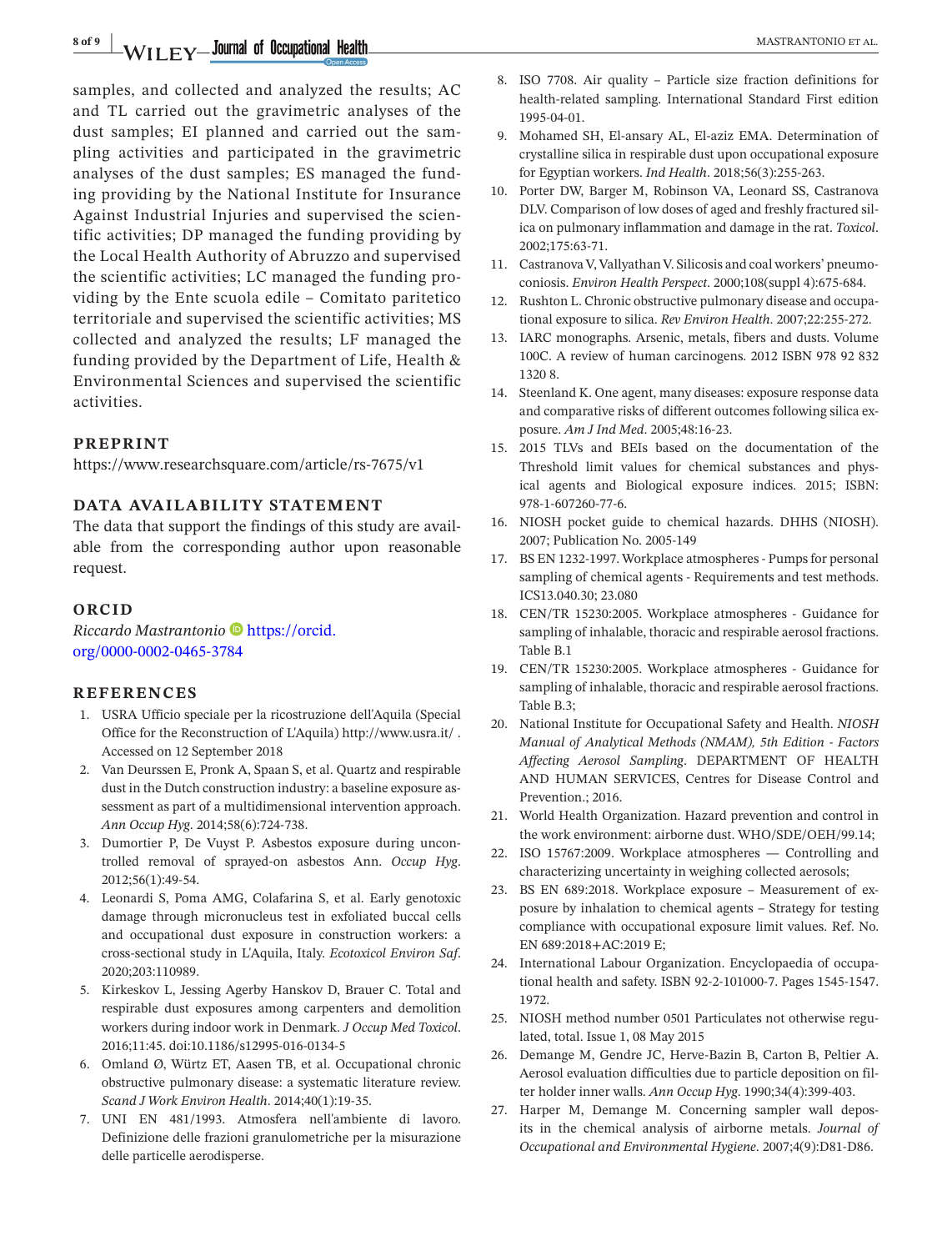samples, and collected and analyzed the results; AC and TL carried out the gravimetric analyses of the dust samples; EI planned and carried out the sampling activities and participated in the gravimetric analyses of the dust samples; ES managed the funding providing by the National Institute for Insurance Against Industrial Injuries and supervised the scientific activities; DP managed the funding providing by the Local Health Authority of Abruzzo and supervised the scientific activities; LC managed the funding providing by the Ente scuola edile – Comitato paritetico territoriale and supervised the scientific activities; MS collected and analyzed the results; LF managed the funding provided by the Department of Life, Health & Environmental Sciences and supervised the scientific activities.

## PREPRINT

https://www.researchsquare.com/article/rs-7675/v1

## DATA AVAILABILITY STATEMENT

The data that support the findings of this study are available from the corresponding author upon reasonable request.

## ORCID

*Riccardo Mastrantonio* https://orcid.org/0000-0002-0465-3784

## REFERENCES

1. USRA Ufficio speciale per la ricostruzione dell'Aquila (Special Office for the Reconstruction of L'Aquila) http://www.usra.it/ . Accessed on 12 September 2018
2. Van Deurssen E, Pronk A, Spaan S, et al. Quartz and respirable dust in the Dutch construction industry: a baseline exposure assessment as part of a multidimensional intervention approach. *Ann Occup Hyg*. 2014;58(6):724-738.
3. Dumortier P, De Vuyst P. Asbestos exposure during uncontrolled removal of sprayed-on asbestos Ann. *Occup Hyg*. 2012;56(1):49-54.
4. Leonardi S, Poma AMG, Colafarina S, et al. Early genotoxic damage through micronucleus test in exfoliated buccal cells and occupational dust exposure in construction workers: a cross-sectional study in L'Aquila, Italy. *Ecotoxicol Environ Saf*. 2020;203:110989.
5. Kirkeskov L, Jessing Agerby Hanskov D, Brauer C. Total and respirable dust exposures among carpenters and demolition workers during indoor work in Denmark. *J Occup Med Toxicol*. 2016;11:45. doi:10.1186/s12995-016-0134-5
6. Omland Ø, Würtz ET, Aasen TB, et al. Occupational chronic obstructive pulmonary disease: a systematic literature review. *Scand J Work Environ Health*. 2014;40(1):19-35.
7. UNI EN 481/1993. Atmosfera nell'ambiente di lavoro. Definizione delle frazioni granulometriche per la misurazione delle particelle aerodisperse.
8. ISO 7708. Air quality – Particle size fraction definitions for health-related sampling. International Standard First edition 1995-04-01.
9. Mohamed SH, El-ansary AL, El-aziz EMA. Determination of crystalline silica in respirable dust upon occupational exposure for Egyptian workers. *Ind Health*. 2018;56(3):255-263.
10. Porter DW, Barger M, Robinson VA, Leonard SS, Castranova DLV. Comparison of low doses of aged and freshly fractured silica on pulmonary inflammation and damage in the rat. *Toxicol*. 2002;175:63-71.
11. Castranova V, Vallyathan V. Silicosis and coal workers' pneumoconiosis. *Environ Health Perspect*. 2000;108(suppl 4):675-684.
12. Rushton L. Chronic obstructive pulmonary disease and occupational exposure to silica. *Rev Environ Health*. 2007;22:255-272.
13. IARC monographs. Arsenic, metals, fibers and dusts. Volume 100C. A review of human carcinogens. 2012 ISBN 978 92 832 1320 8.
14. Steenland K. One agent, many diseases: exposure response data and comparative risks of different outcomes following silica exposure. *Am J Ind Med*. 2005;48:16-23.
15. 2015 TLVs and BEIs based on the documentation of the Threshold limit values for chemical substances and physical agents and Biological exposure indices. 2015; ISBN: 978-1-607260-77-6.
16. NIOSH pocket guide to chemical hazards. DHHS (NIOSH). 2007; Publication No. 2005-149
17. BS EN 1232-1997. Workplace atmospheres - Pumps for personal sampling of chemical agents - Requirements and test methods. ICS13.040.30; 23.080
18. CEN/TR 15230:2005. Workplace atmospheres - Guidance for sampling of inhalable, thoracic and respirable aerosol fractions. Table B.1
19. CEN/TR 15230:2005. Workplace atmospheres - Guidance for sampling of inhalable, thoracic and respirable aerosol fractions. Table B.3;
20. National Institute for Occupational Safety and Health. *NIOSH Manual of Analytical Methods (NMAM), 5th Edition - Factors Affecting Aerosol Sampling*. DEPARTMENT OF HEALTH AND HUMAN SERVICES, Centres for Disease Control and Prevention.; 2016.
21. World Health Organization. Hazard prevention and control in the work environment: airborne dust. WHO/SDE/OEH/99.14;
22. ISO 15767:2009. Workplace atmospheres — Controlling and characterizing uncertainty in weighing collected aerosols;
23. BS EN 689:2018. Workplace exposure – Measurement of exposure by inhalation to chemical agents – Strategy for testing compliance with occupational exposure limit values. Ref. No. EN 689:2018+AC:2019 E;
24. International Labour Organization. Encyclopaedia of occupational health and safety. ISBN 92-2-101000-7. Pages 1545-1547. 1972.
25. NIOSH method number 0501 Particulates not otherwise regulated, total. Issue 1, 08 May 2015
26. Demange M, Gendre JC, Herve-Bazin B, Carton B, Peltier A. Aerosol evaluation difficulties due to particle deposition on filter holder inner walls. *Ann Occup Hyg*. 1990;34(4):399-403.
27. Harper M, Demange M. Concerning sampler wall deposits in the chemical analysis of airborne metals. *Journal of Occupational and Environmental Hygiene*. 2007;4(9):D81-D86.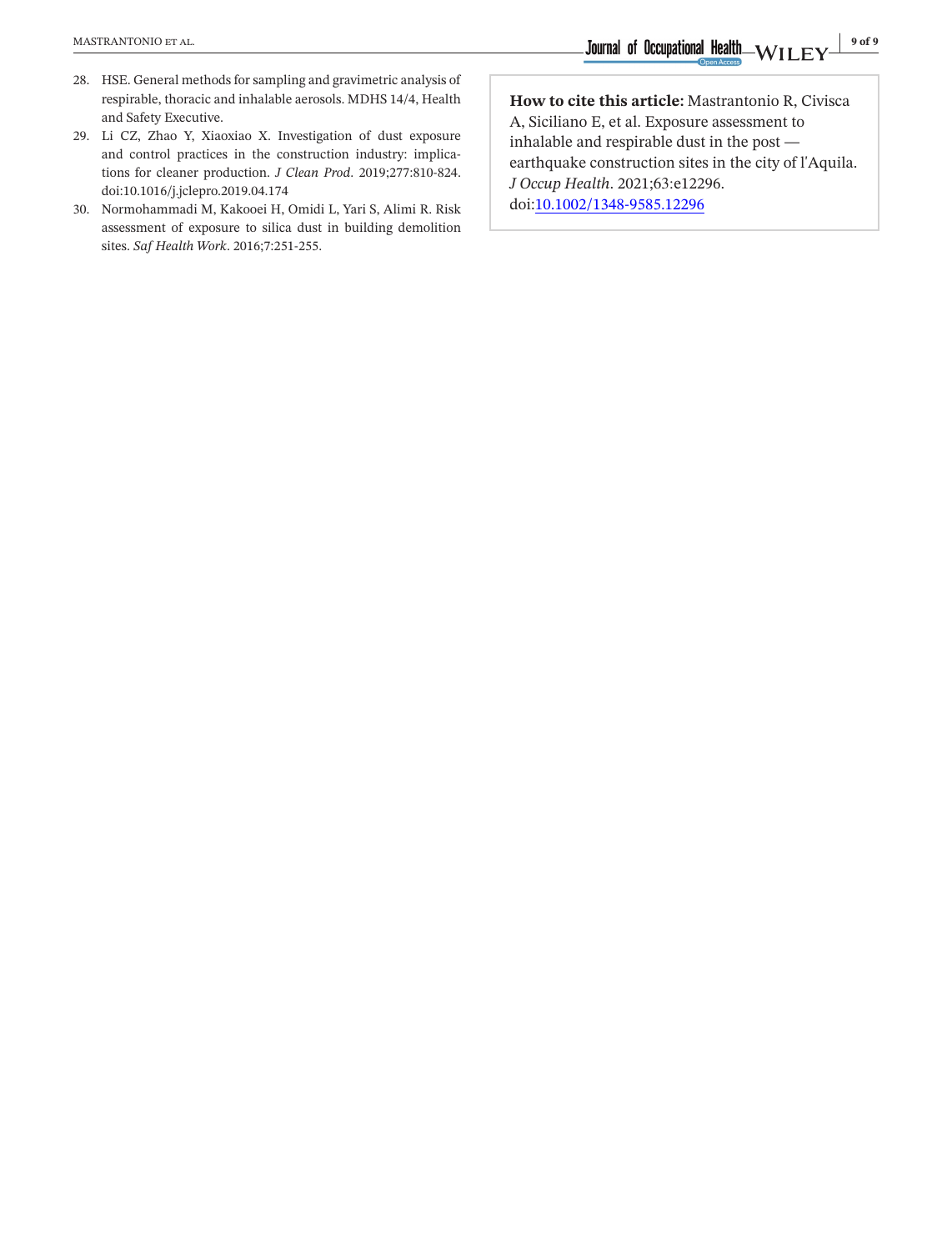28. HSE. General methods for sampling and gravimetric analysis of respirable, thoracic and inhalable aerosols. MDHS 14/4, Health and Safety Executive.
29. Li CZ, Zhao Y, Xiaoxiao X. Investigation of dust exposure and control practices in the construction industry: implications for cleaner production. *J Clean Prod*. 2019;277:810-824. doi:10.1016/j.jclepro.2019.04.174
30. Normohammadi M, Kakooei H, Omidi L, Yari S, Alimi R. Risk assessment of exposure to silica dust in building demolition sites. *Saf Health Work*. 2016;7:251-255.

**How to cite this article:** Mastrantonio R, Civisca A, Siciliano E, et al. Exposure assessment to inhalable and respirable dust in the post — earthquake construction sites in the city of l'Aquila. *J Occup Health*. 2021;63:e12296. doi:10.1002/1348-9585.12296